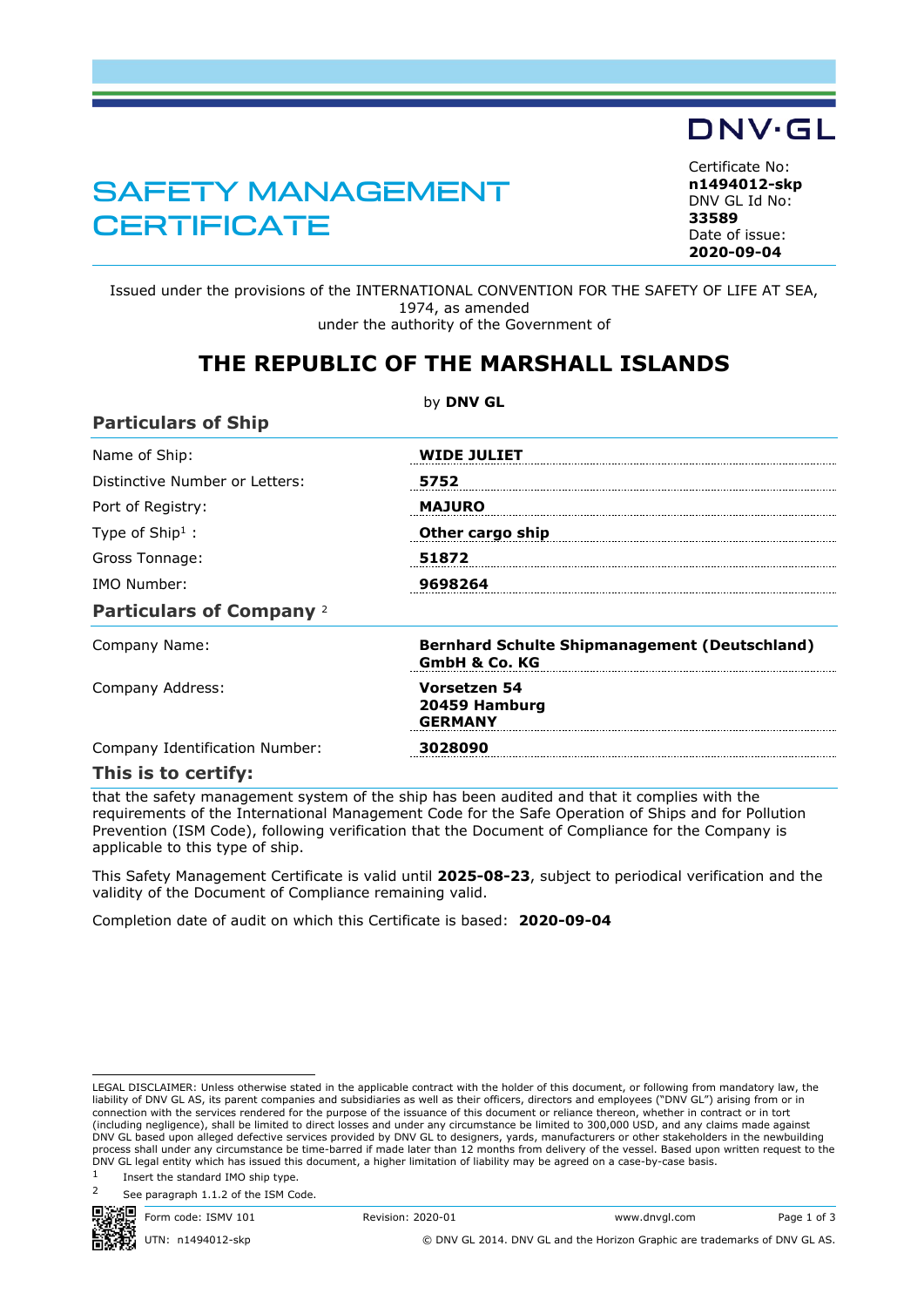DNV·GL

# SAFETY MANAGEMENT CERTIFICATE

Certificate No:
**n1494012-skp**
DNV GL Id No:
**33589**
Date of issue:
**2020-09-04**

Issued under the provisions of the INTERNATIONAL CONVENTION FOR THE SAFETY OF LIFE AT SEA, 1974, as amended
under the authority of the Government of

## THE REPUBLIC OF THE MARSHALL ISLANDS

by **DNV GL**

### Particulars of Ship

| | |
|---|---|
| Name of Ship: | **WIDE JULIET** |
| Distinctive Number or Letters: | **5752** |
| Port of Registry: | **MAJURO** |
| Type of Ship[1] : | **Other cargo ship** |
| Gross Tonnage: | **51872** |
| IMO Number: | **9698264** |

### Particulars of Company [2]

| | |
|---|---|
| Company Name: | **Bernhard Schulte Shipmanagement (Deutschland) GmbH & Co. KG** |
| Company Address: | **Vorsetzen 54<br>20459 Hamburg<br>GERMANY** |
| Company Identification Number: | **3028090** |

### This is to certify:

that the safety management system of the ship has been audited and that it complies with the requirements of the International Management Code for the Safe Operation of Ships and for Pollution Prevention (ISM Code), following verification that the Document of Compliance for the Company is applicable to this type of ship.

This Safety Management Certificate is valid until **2025-08-23**, subject to periodical verification and the validity of the Document of Compliance remaining valid.

Completion date of audit on which this Certificate is based: **2020-09-04**

LEGAL DISCLAIMER: Unless otherwise stated in the applicable contract with the holder of this document, or following from mandatory law, the liability of DNV GL AS, its parent companies and subsidiaries as well as their officers, directors and employees ("DNV GL") arising from or in connection with the services rendered for the purpose of the issuance of this document or reliance thereon, whether in contract or in tort (including negligence), shall be limited to direct losses and under any circumstance be limited to 300,000 USD, and any claims made against DNV GL based upon alleged defective services provided by DNV GL to designers, yards, manufacturers or other stakeholders in the newbuilding process shall under any circumstance be time-barred if made later than 12 months from delivery of the vessel. Based upon written request to the DNV GL legal entity which has issued this document, a higher limitation of liability may be agreed on a case-by-case basis.

[1] Insert the standard IMO ship type.

[2] See paragraph 1.1.2 of the ISM Code.

Form code: ISMV 101 Revision: 2020-01 www.dnvgl.com

UTN: n1494012-skp © DNV GL 2014. DNV GL and the Horizon Graphic are trademarks of DNV GL AS.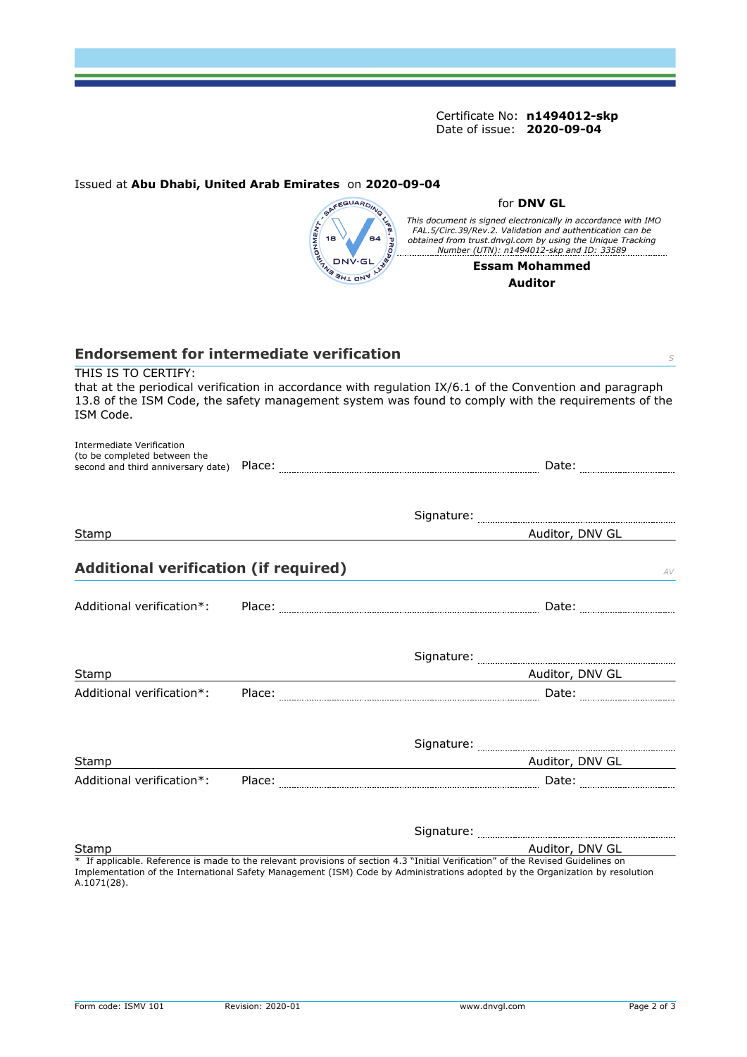Certificate No: **n1494012-skp**
Date of issue: **2020-09-04**

Issued at **Abu Dhabi, United Arab Emirates** on **2020-09-04**

for **DNV GL**

*This document is signed electronically in accordance with IMO FAL.5/Circ.39/Rev.2. Validation and authentication can be obtained from trust.dnvgl.com by using the Unique Tracking Number (UTN): n1494012-skp and ID: 33589*

**Essam Mohammed**
**Auditor**

## Endorsement for intermediate verification

S

THIS IS TO CERTIFY:
that at the periodical verification in accordance with regulation IX/6.1 of the Convention and paragraph 13.8 of the ISM Code, the safety management system was found to comply with the requirements of the ISM Code.

Intermediate Verification
(to be completed between the second and third anniversary date) Place: .................................................. Date: ....................

Signature: ..................................................

Stamp — Auditor, DNV GL

## Additional verification (if required)

AV

Additional verification*: Place: .................................................. Date: ....................

Signature: ..................................................

Stamp — Auditor, DNV GL

Additional verification*: Place: .................................................. Date: ....................

Signature: ..................................................

Stamp — Auditor, DNV GL

Additional verification*: Place: .................................................. Date: ....................

Signature: ..................................................

Stamp — Auditor, DNV GL

\* If applicable. Reference is made to the relevant provisions of section 4.3 "Initial Verification" of the Revised Guidelines on Implementation of the International Safety Management (ISM) Code by Administrations adopted by the Organization by resolution A.1071(28).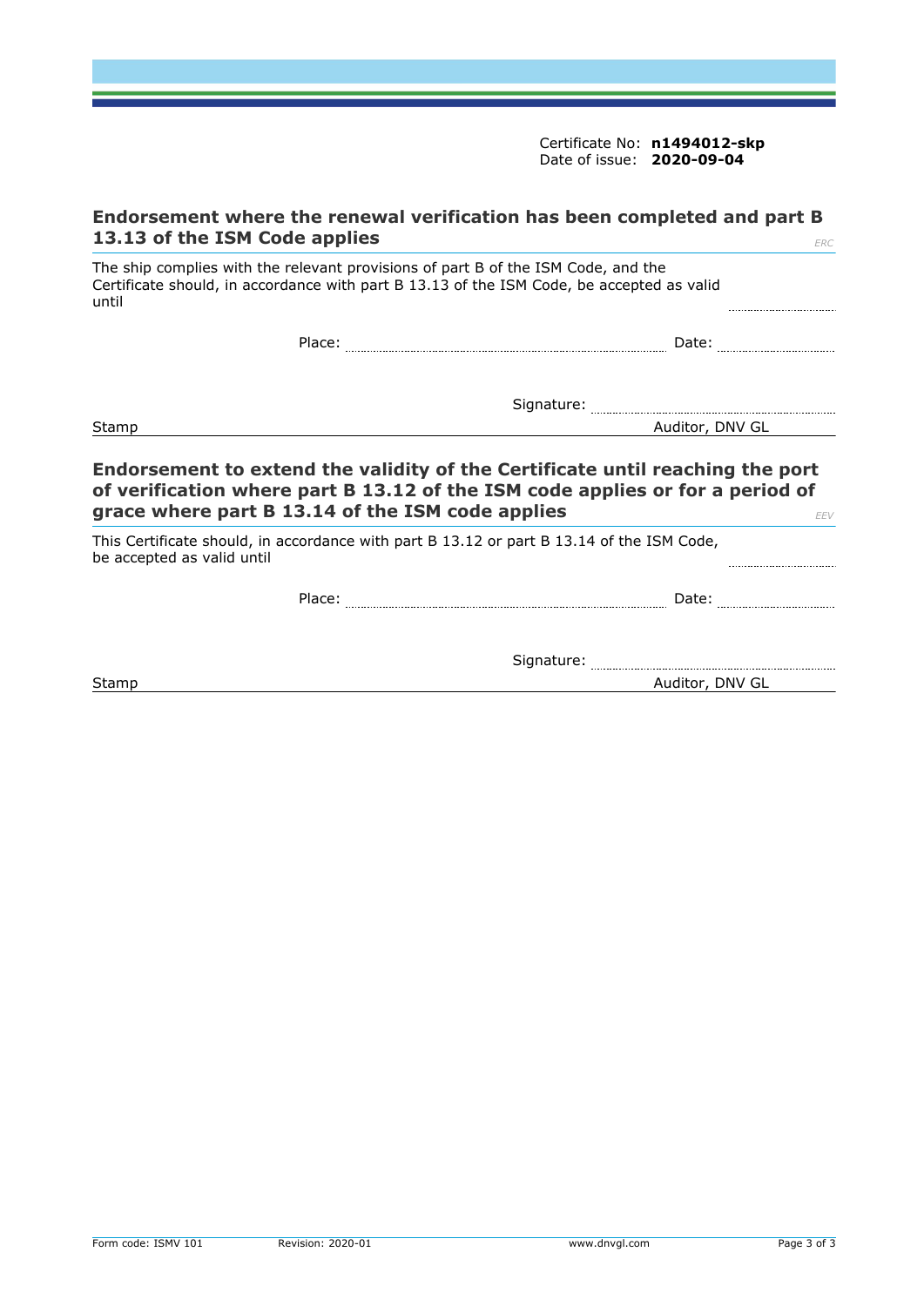Certificate No: **n1494012-skp**
Date of issue: **2020-09-04**

## Endorsement where the renewal verification has been completed and part B 13.13 of the ISM Code applies

*ERC*

The ship complies with the relevant provisions of part B of the ISM Code, and the Certificate should, in accordance with part B 13.13 of the ISM Code, be accepted as valid until ..............................

Place: .............................................................................................. Date: ..............................

Signature: ........................................................................

Stamp

Auditor, DNV GL

## Endorsement to extend the validity of the Certificate until reaching the port of verification where part B 13.12 of the ISM code applies or for a period of grace where part B 13.14 of the ISM code applies

*EEV*

This Certificate should, in accordance with part B 13.12 or part B 13.14 of the ISM Code, be accepted as valid until ..............................

Place: .............................................................................................. Date: ..............................

Signature: ........................................................................

Stamp

Auditor, DNV GL

Form code: ISMV 101 Revision: 2020-01 www.dnvgl.com